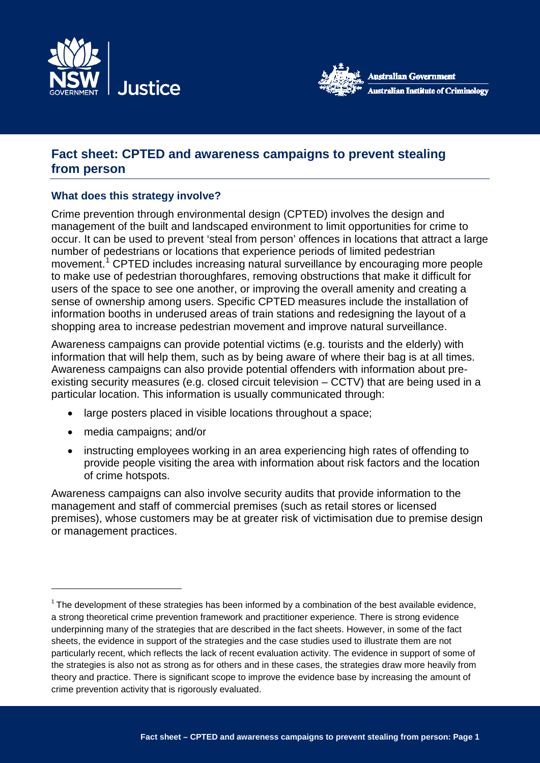# Fact sheet: CPTED and awareness campaigns to prevent stealing from person

## What does this strategy involve?

Crime prevention through environmental design (CPTED) involves the design and management of the built and landscaped environment to limit opportunities for crime to occur. It can be used to prevent 'steal from person' offences in locations that attract a large number of pedestrians or locations that experience periods of limited pedestrian movement.[1] CPTED includes increasing natural surveillance by encouraging more people to make use of pedestrian thoroughfares, removing obstructions that make it difficult for users of the space to see one another, or improving the overall amenity and creating a sense of ownership among users. Specific CPTED measures include the installation of information booths in underused areas of train stations and redesigning the layout of a shopping area to increase pedestrian movement and improve natural surveillance.

Awareness campaigns can provide potential victims (e.g. tourists and the elderly) with information that will help them, such as by being aware of where their bag is at all times. Awareness campaigns can also provide potential offenders with information about pre-existing security measures (e.g. closed circuit television – CCTV) that are being used in a particular location. This information is usually communicated through:

- large posters placed in visible locations throughout a space;
- media campaigns; and/or
- instructing employees working in an area experiencing high rates of offending to provide people visiting the area with information about risk factors and the location of crime hotspots.

Awareness campaigns can also involve security audits that provide information to the management and staff of commercial premises (such as retail stores or licensed premises), whose customers may be at greater risk of victimisation due to premise design or management practices.

[1] The development of these strategies has been informed by a combination of the best available evidence, a strong theoretical crime prevention framework and practitioner experience. There is strong evidence underpinning many of the strategies that are described in the fact sheets. However, in some of the fact sheets, the evidence in support of the strategies and the case studies used to illustrate them are not particularly recent, which reflects the lack of recent evaluation activity. The evidence in support of some of the strategies is also not as strong as for others and in these cases, the strategies draw more heavily from theory and practice. There is significant scope to improve the evidence base by increasing the amount of crime prevention activity that is rigorously evaluated.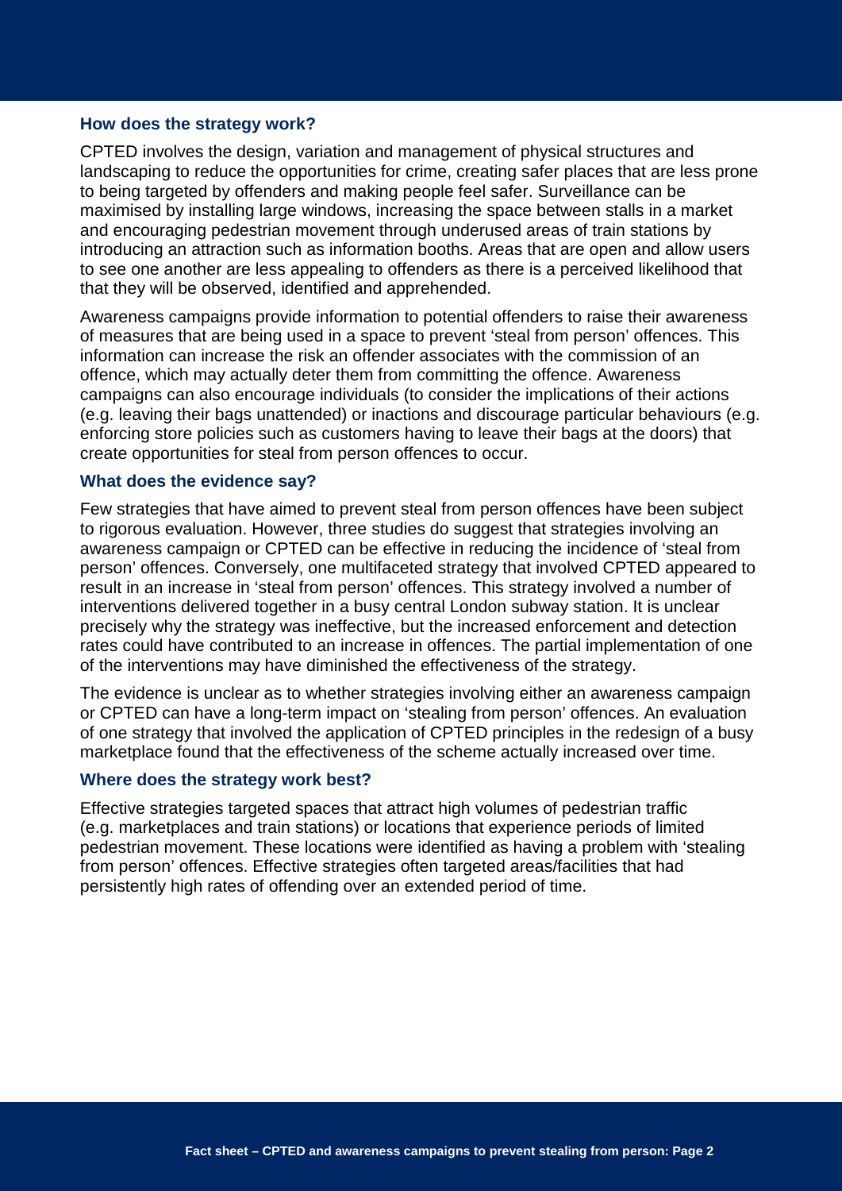## How does the strategy work?

CPTED involves the design, variation and management of physical structures and landscaping to reduce the opportunities for crime, creating safer places that are less prone to being targeted by offenders and making people feel safer. Surveillance can be maximised by installing large windows, increasing the space between stalls in a market and encouraging pedestrian movement through underused areas of train stations by introducing an attraction such as information booths. Areas that are open and allow users to see one another are less appealing to offenders as there is a perceived likelihood that that they will be observed, identified and apprehended.

Awareness campaigns provide information to potential offenders to raise their awareness of measures that are being used in a space to prevent 'steal from person' offences. This information can increase the risk an offender associates with the commission of an offence, which may actually deter them from committing the offence. Awareness campaigns can also encourage individuals (to consider the implications of their actions (e.g. leaving their bags unattended) or inactions and discourage particular behaviours (e.g. enforcing store policies such as customers having to leave their bags at the doors) that create opportunities for steal from person offences to occur.

## What does the evidence say?

Few strategies that have aimed to prevent steal from person offences have been subject to rigorous evaluation. However, three studies do suggest that strategies involving an awareness campaign or CPTED can be effective in reducing the incidence of 'steal from person' offences. Conversely, one multifaceted strategy that involved CPTED appeared to result in an increase in 'steal from person' offences. This strategy involved a number of interventions delivered together in a busy central London subway station. It is unclear precisely why the strategy was ineffective, but the increased enforcement and detection rates could have contributed to an increase in offences. The partial implementation of one of the interventions may have diminished the effectiveness of the strategy.

The evidence is unclear as to whether strategies involving either an awareness campaign or CPTED can have a long-term impact on 'stealing from person' offences. An evaluation of one strategy that involved the application of CPTED principles in the redesign of a busy marketplace found that the effectiveness of the scheme actually increased over time.

## Where does the strategy work best?

Effective strategies targeted spaces that attract high volumes of pedestrian traffic (e.g. marketplaces and train stations) or locations that experience periods of limited pedestrian movement. These locations were identified as having a problem with 'stealing from person' offences. Effective strategies often targeted areas/facilities that had persistently high rates of offending over an extended period of time.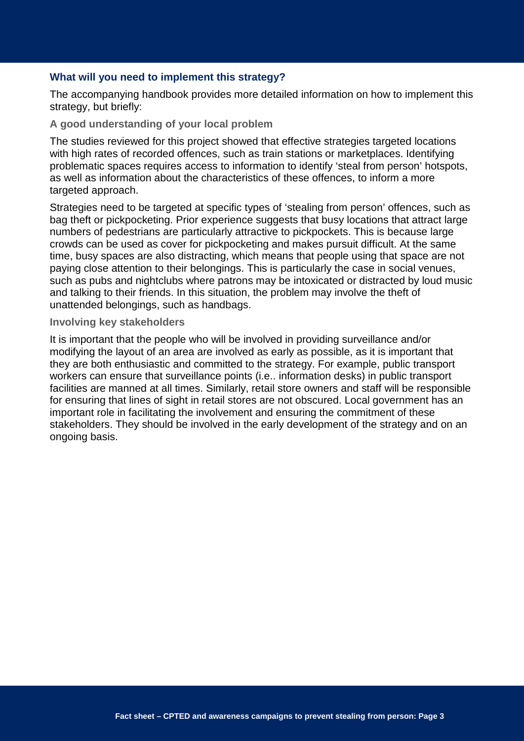## What will you need to implement this strategy?

The accompanying handbook provides more detailed information on how to implement this strategy, but briefly:

### A good understanding of your local problem

The studies reviewed for this project showed that effective strategies targeted locations with high rates of recorded offences, such as train stations or marketplaces. Identifying problematic spaces requires access to information to identify 'steal from person' hotspots, as well as information about the characteristics of these offences, to inform a more targeted approach.

Strategies need to be targeted at specific types of 'stealing from person' offences, such as bag theft or pickpocketing. Prior experience suggests that busy locations that attract large numbers of pedestrians are particularly attractive to pickpockets. This is because large crowds can be used as cover for pickpocketing and makes pursuit difficult. At the same time, busy spaces are also distracting, which means that people using that space are not paying close attention to their belongings. This is particularly the case in social venues, such as pubs and nightclubs where patrons may be intoxicated or distracted by loud music and talking to their friends. In this situation, the problem may involve the theft of unattended belongings, such as handbags.

### Involving key stakeholders

It is important that the people who will be involved in providing surveillance and/or modifying the layout of an area are involved as early as possible, as it is important that they are both enthusiastic and committed to the strategy. For example, public transport workers can ensure that surveillance points (i.e.. information desks) in public transport facilities are manned at all times. Similarly, retail store owners and staff will be responsible for ensuring that lines of sight in retail stores are not obscured. Local government has an important role in facilitating the involvement and ensuring the commitment of these stakeholders. They should be involved in the early development of the strategy and on an ongoing basis.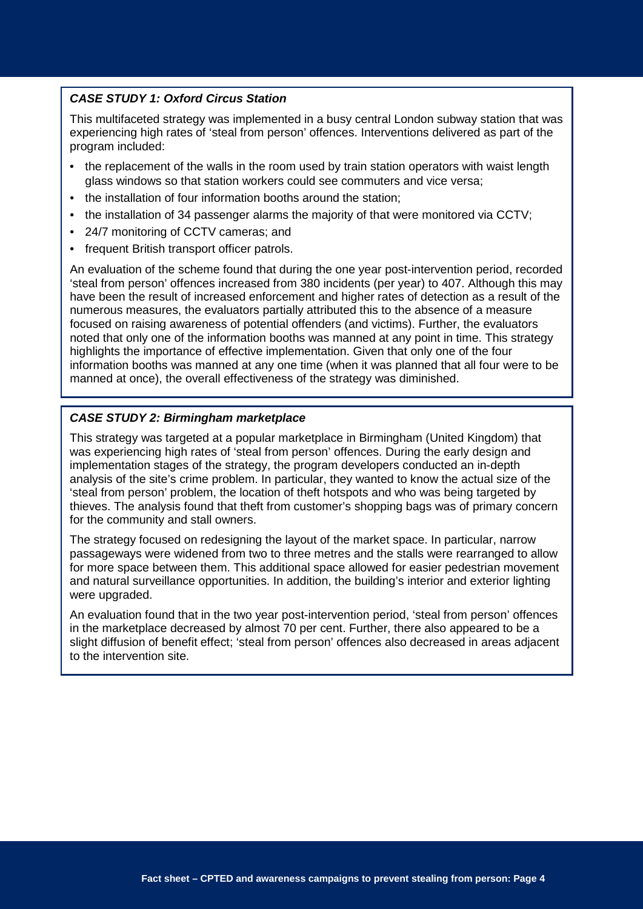### *CASE STUDY 1: Oxford Circus Station*

This multifaceted strategy was implemented in a busy central London subway station that was experiencing high rates of 'steal from person' offences. Interventions delivered as part of the program included:

- the replacement of the walls in the room used by train station operators with waist length glass windows so that station workers could see commuters and vice versa;
- the installation of four information booths around the station;
- the installation of 34 passenger alarms the majority of that were monitored via CCTV;
- 24/7 monitoring of CCTV cameras; and
- frequent British transport officer patrols.

An evaluation of the scheme found that during the one year post-intervention period, recorded 'steal from person' offences increased from 380 incidents (per year) to 407. Although this may have been the result of increased enforcement and higher rates of detection as a result of the numerous measures, the evaluators partially attributed this to the absence of a measure focused on raising awareness of potential offenders (and victims). Further, the evaluators noted that only one of the information booths was manned at any point in time. This strategy highlights the importance of effective implementation. Given that only one of the four information booths was manned at any one time (when it was planned that all four were to be manned at once), the overall effectiveness of the strategy was diminished.

### *CASE STUDY 2: Birmingham marketplace*

This strategy was targeted at a popular marketplace in Birmingham (United Kingdom) that was experiencing high rates of 'steal from person' offences. During the early design and implementation stages of the strategy, the program developers conducted an in-depth analysis of the site's crime problem. In particular, they wanted to know the actual size of the 'steal from person' problem, the location of theft hotspots and who was being targeted by thieves. The analysis found that theft from customer's shopping bags was of primary concern for the community and stall owners.

The strategy focused on redesigning the layout of the market space. In particular, narrow passageways were widened from two to three metres and the stalls were rearranged to allow for more space between them. This additional space allowed for easier pedestrian movement and natural surveillance opportunities. In addition, the building's interior and exterior lighting were upgraded.

An evaluation found that in the two year post-intervention period, 'steal from person' offences in the marketplace decreased by almost 70 per cent. Further, there also appeared to be a slight diffusion of benefit effect; 'steal from person' offences also decreased in areas adjacent to the intervention site.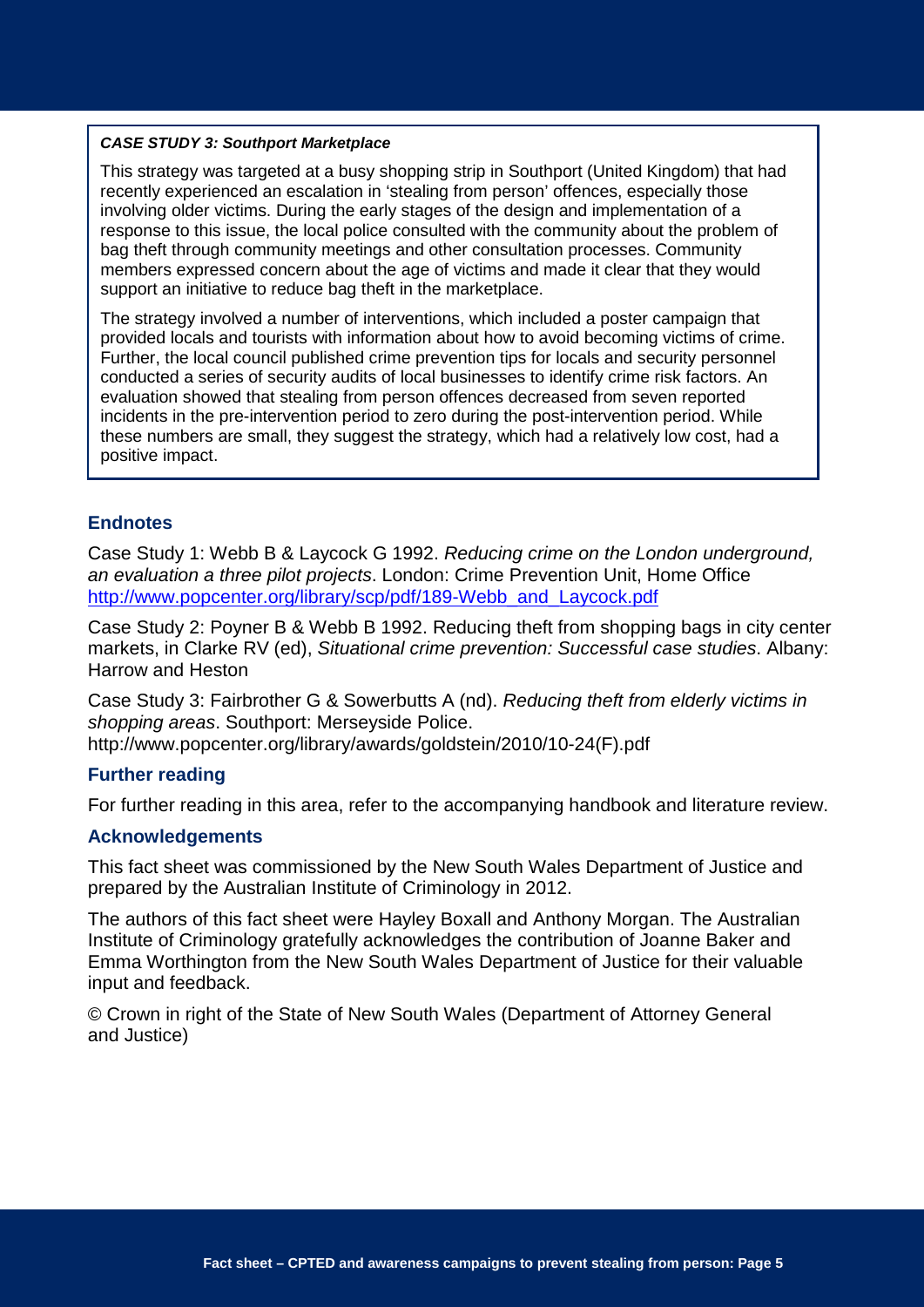***CASE STUDY 3: Southport Marketplace***

This strategy was targeted at a busy shopping strip in Southport (United Kingdom) that had recently experienced an escalation in 'stealing from person' offences, especially those involving older victims. During the early stages of the design and implementation of a response to this issue, the local police consulted with the community about the problem of bag theft through community meetings and other consultation processes. Community members expressed concern about the age of victims and made it clear that they would support an initiative to reduce bag theft in the marketplace.

The strategy involved a number of interventions, which included a poster campaign that provided locals and tourists with information about how to avoid becoming victims of crime. Further, the local council published crime prevention tips for locals and security personnel conducted a series of security audits of local businesses to identify crime risk factors. An evaluation showed that stealing from person offences decreased from seven reported incidents in the pre-intervention period to zero during the post-intervention period. While these numbers are small, they suggest the strategy, which had a relatively low cost, had a positive impact.

## Endnotes

Case Study 1: Webb B & Laycock G 1992. *Reducing crime on the London underground, an evaluation a three pilot projects*. London: Crime Prevention Unit, Home Office http://www.popcenter.org/library/scp/pdf/189-Webb_and_Laycock.pdf

Case Study 2: Poyner B & Webb B 1992. Reducing theft from shopping bags in city center markets, in Clarke RV (ed), *Situational crime prevention: Successful case studies*. Albany: Harrow and Heston

Case Study 3: Fairbrother G & Sowerbutts A (nd). *Reducing theft from elderly victims in shopping areas*. Southport: Merseyside Police. http://www.popcenter.org/library/awards/goldstein/2010/10-24(F).pdf

## Further reading

For further reading in this area, refer to the accompanying handbook and literature review.

## Acknowledgements

This fact sheet was commissioned by the New South Wales Department of Justice and prepared by the Australian Institute of Criminology in 2012.

The authors of this fact sheet were Hayley Boxall and Anthony Morgan. The Australian Institute of Criminology gratefully acknowledges the contribution of Joanne Baker and Emma Worthington from the New South Wales Department of Justice for their valuable input and feedback.

© Crown in right of the State of New South Wales (Department of Attorney General and Justice)